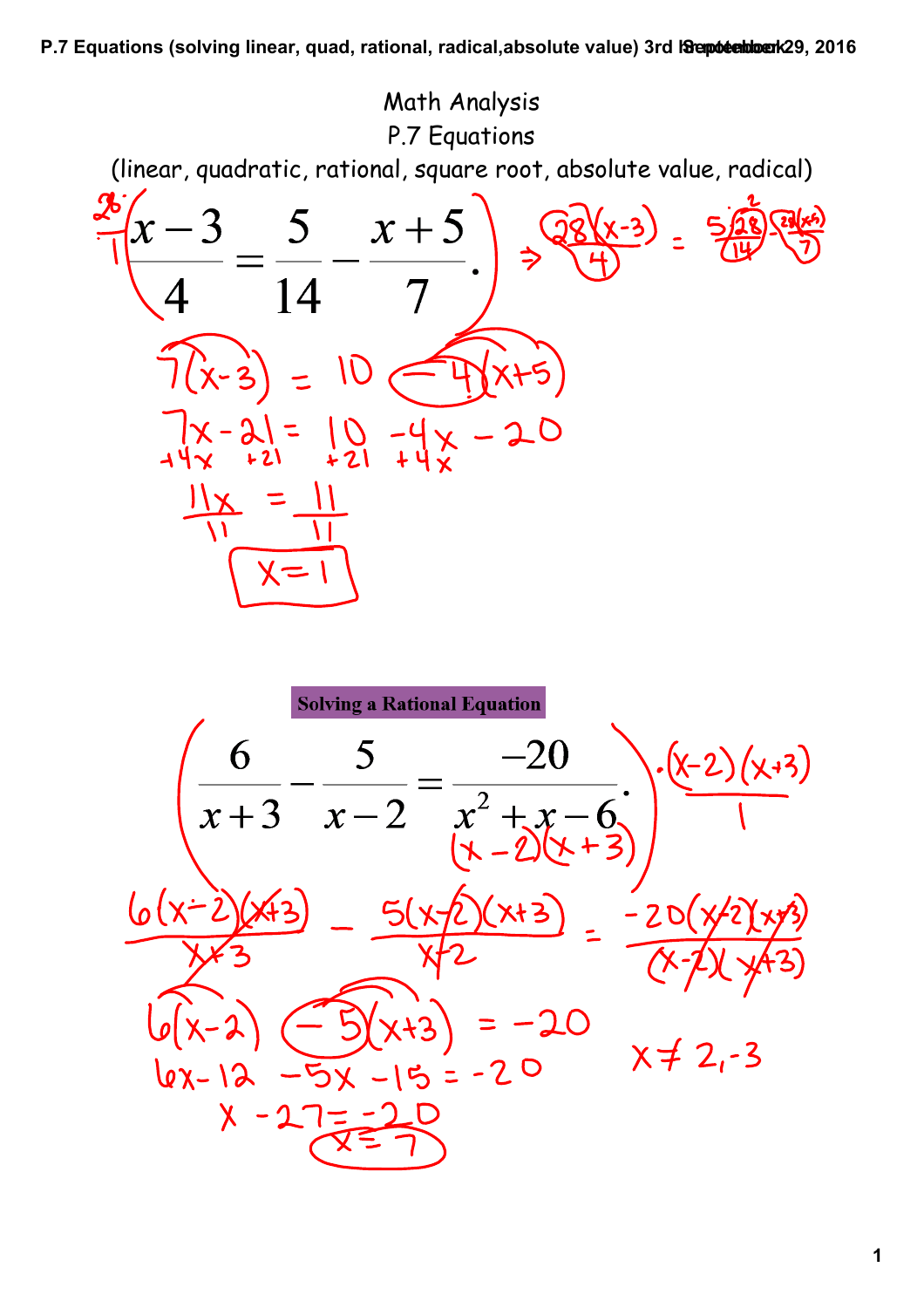# Math Analysis

## P.7 Equations

(linear, quadratic, rational, square root, absolute value, radical)

$$\frac{28}{1}\left(\frac{x-3}{4} = \frac{5}{14} - \frac{x+5}{7}.\right) \Rightarrow \frac{28(x-3)}{4} = \frac{5 \cdot 28}{14} - \frac{28(x+5)}{7}$$

$$7(x-3) = 10 - 4(x+5)$$

$$7x - 21 = 10 - 4x - 20$$

$$+4x \quad +21 \quad +21 \quad +4x$$

$$\frac{11x}{11} = \frac{11}{11}$$

$$\boxed{x = 1}$$

**Solving a Rational Equation**

$$\left(\frac{6}{x+3} - \frac{5}{x-2} = \frac{-20}{x^2+x-6}.\right) \cdot \frac{(x-2)(x+3)}{1}$$

$$x^2+x-6 = (x-2)(x+3)$$

$$\frac{6(x-2)(x+3)}{x+3} - \frac{5(x-2)(x+3)}{x-2} = \frac{-20(x-2)(x+3)}{(x-2)(x+3)}$$

$$6(x-2) - 5(x+3) = -20 \qquad x \neq 2, -3$$

$$6x - 12 - 5x - 15 = -20$$

$$x - 27 = -20$$

$$\boxed{x = 7}$$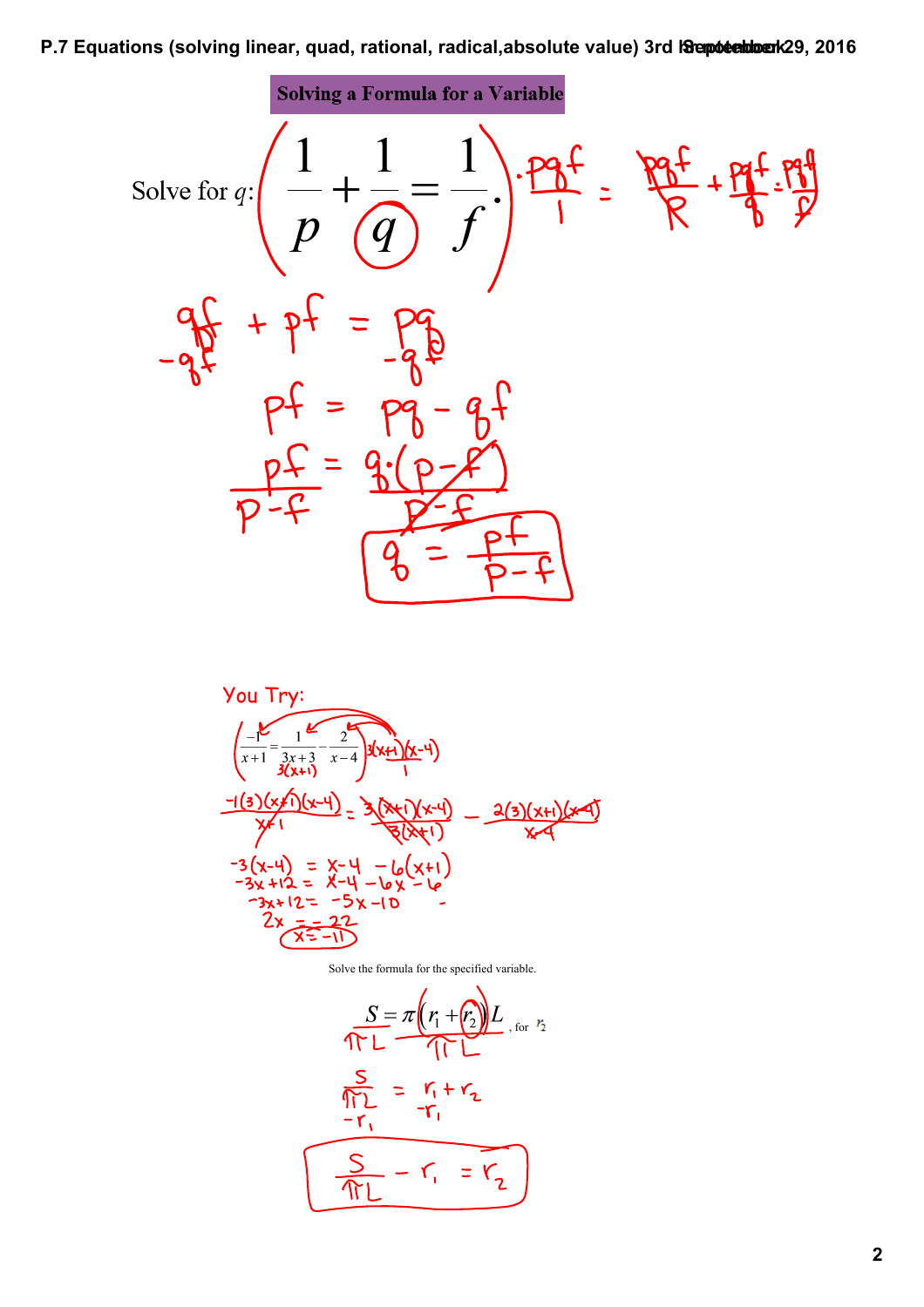## Solving a Formula for a Variable

Solve for $q$: $\left(\frac{1}{p} + \frac{1}{q} = \frac{1}{f}\right) \cdot \frac{pqf}{1}$ $\quad \frac{pqf}{p} + \frac{pqf}{q} = \frac{pqf}{f}$

$$qf + pf = pq$$
$$-qf \qquad -qf$$

$$pf = pq - qf$$

$$\frac{pf}{p-f} = \frac{q\cdot(p-f)}{p-f}$$

$$\boxed{q = \frac{pf}{p-f}}$$

You Try:

$$\left(\frac{-1}{x+1} = \frac{1}{3x+3} - \frac{2}{x-4}\right)\frac{3(x+1)(x-4)}{1}$$

$3x+3 = 3(x+1)$

$$\frac{-1(3)(x+1)(x-4)}{x+1} = \frac{3(x+1)(x-4)}{3(x+1)} - \frac{2(3)(x+1)(x-4)}{x-4}$$

$$-3(x-4) = x-4 - 6(x+1)$$
$$-3x+12 = x-4-6x-6$$
$$-3x+12 = -5x-10$$
$$2x = -22$$
$$x = -11$$

Solve the formula for the specified variable.

$S = \pi(r_1 + r_2)L$, for $r_2$

$$\frac{S}{\pi L} = \frac{\pi(r_1+r_2)L}{\pi L}$$

$$\frac{S}{\pi L} = r_1 + r_2$$
$$-r_1 \qquad -r_1$$

$$\boxed{\frac{S}{\pi L} - r_1 = r_2}$$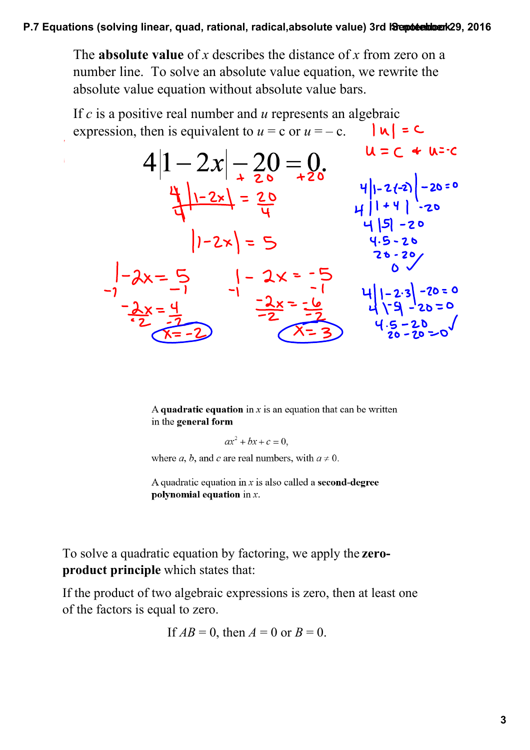The **absolute value** of $x$ describes the distance of $x$ from zero on a number line. To solve an absolute value equation, we rewrite the absolute value equation without absolute value bars.

If $c$ is a positive real number and $u$ represents an algebraic expression, then is equivalent to $u = c$ or $u = -c$.

$|u| = c$

$u = c$ or $u = -c$

$$4|1-2x| - 20 = 0.$$

$+20 \quad +20$

$$\frac{4|1-2x|}{4} = \frac{20}{4}$$

$$|1-2x| = 5$$

$1 - 2x = 5$, $-1 \quad -1$, $\frac{-2x}{-2} = \frac{4}{-2}$, $x = -2$

$1 - 2x = -5$, $-1 \quad -1$, $\frac{-2x}{-2} = \frac{-6}{-2}$, $x = 3$

Check $x = -2$:

$4|1-2(-2)| - 20 = 0$

$4|1+4| - 20$

$4|5| - 20$

$4 \cdot 5 - 20$

$20 - 20$

$0$ ✓

Check $x = 3$:

$4|1-2\cdot 3| - 20 = 0$

$4|-5| - 20 = 0$

$4 \cdot 5 - 20$

$20 - 20 = 0$ ✓

A **quadratic equation** in $x$ is an equation that can be written in the **general form**

$$ax^2 + bx + c = 0,$$

where $a$, $b$, and $c$ are real numbers, with $a \neq 0$.

A quadratic equation in $x$ is also called a **second-degree polynomial equation** in $x$.

To solve a quadratic equation by factoring, we apply the **zero-product principle** which states that:

If the product of two algebraic expressions is zero, then at least one of the factors is equal to zero.

If $AB = 0$, then $A = 0$ or $B = 0$.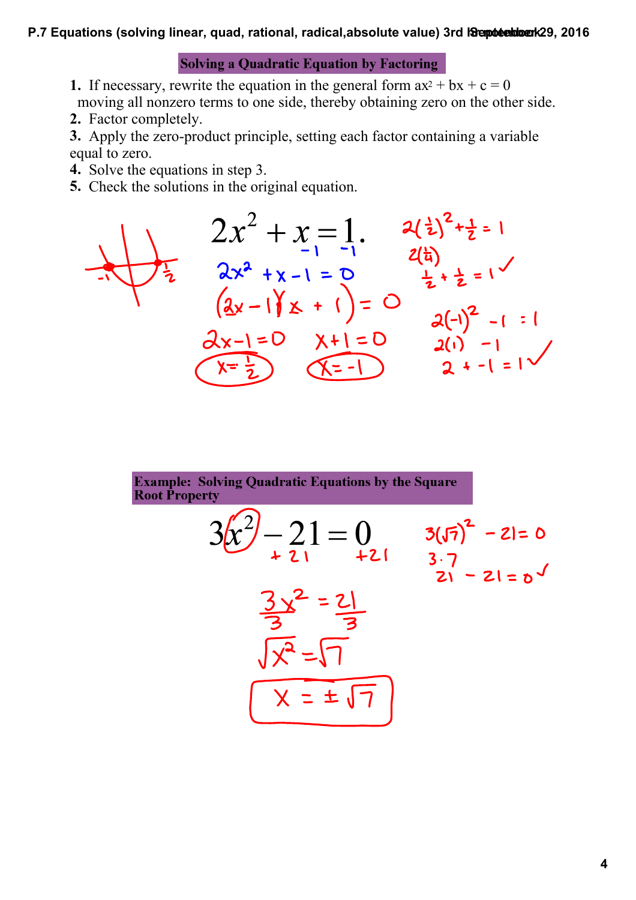## Solving a Quadratic Equation by Factoring

1. If necessary, rewrite the equation in the general form $ax^2 + bx + c = 0$ moving all nonzero terms to one side, thereby obtaining zero on the other side.
2. Factor completely.
3. Apply the zero-product principle, setting each factor containing a variable equal to zero.
4. Solve the equations in step 3.
5. Check the solutions in the original equation.

$$2x^2 + x = 1.$$

$-1 \quad -1$

$2x^2 + x - 1 = 0$

$(2x - 1)(x + 1) = 0$

$2x - 1 = 0 \qquad x + 1 = 0$

$x = \frac{1}{2} \qquad x = -1$

Check:

$2\left(\frac{1}{2}\right)^2 + \frac{1}{2} = 1$

$2\left(\frac{1}{4}\right)$

$\frac{1}{2} + \frac{1}{2} = 1$ ✓

$2(-1)^2 - 1 = 1$

$2(1) - 1$

$2 + -1 = 1$ ✓

(Graph sketch: parabola crossing x-axis at $-1$ and $\frac{1}{2}$)

## Example: Solving Quadratic Equations by the Square Root Property

$$3x^2 - 21 = 0$$

$+21 \quad +21$

$\frac{3x^2}{3} = \frac{21}{3}$

$\sqrt{x^2} = \sqrt{7}$

$x = \pm\sqrt{7}$

Check:

$3(\sqrt{7})^2 - 21 = 0$

$3 \cdot 7$

$21 - 21 = 0$ ✓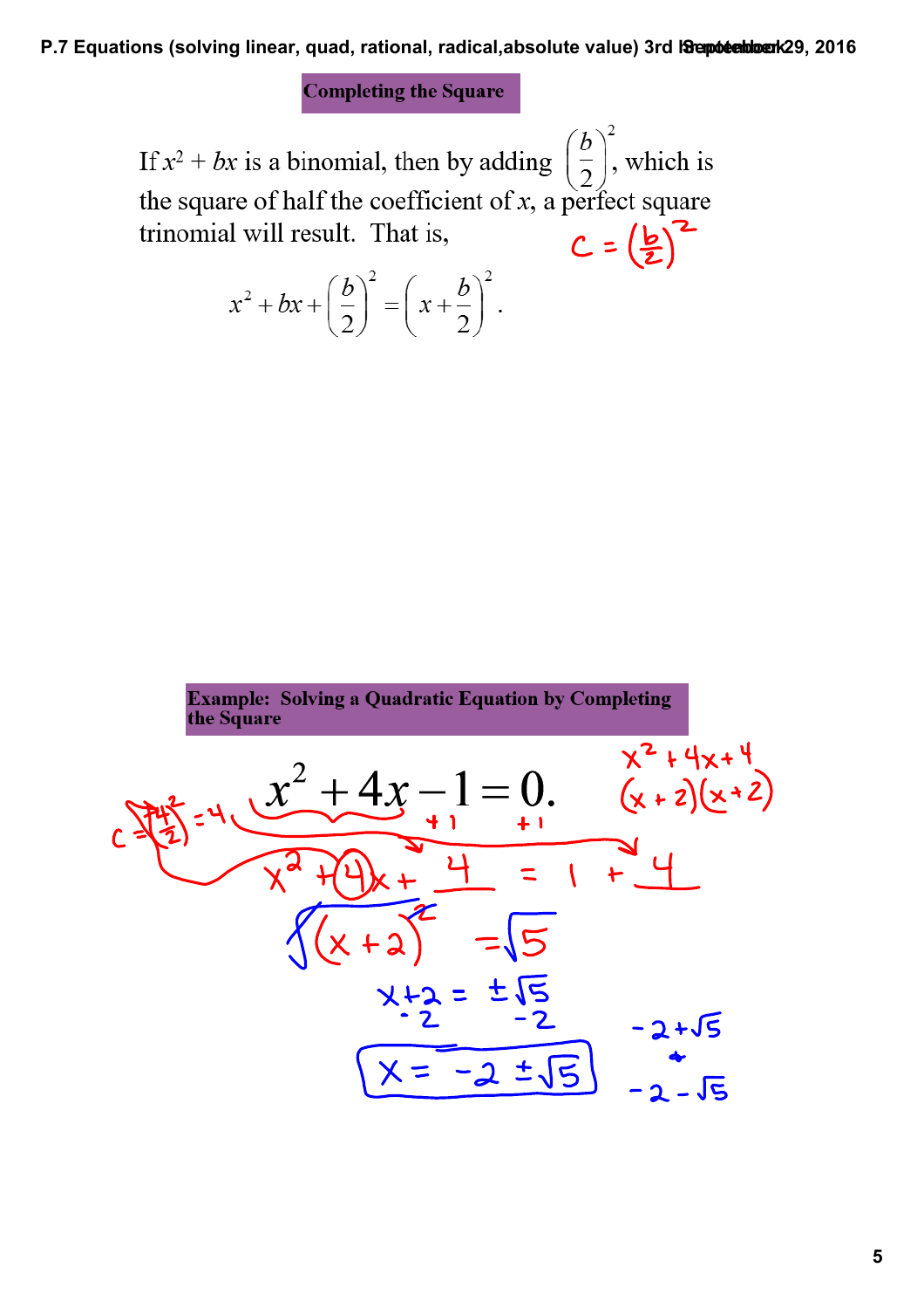## Completing the Square

If $x^2 + bx$ is a binomial, then by adding $\left(\frac{b}{2}\right)^2$, which is the square of half the coefficient of $x$, a perfect square trinomial will result. That is,

$c = \left(\frac{b}{2}\right)^2$

$$x^2 + bx + \left(\frac{b}{2}\right)^2 = \left(x + \frac{b}{2}\right)^2.$$

## Example: Solving a Quadratic Equation by Completing the Square

$$x^2 + 4x - 1 = 0.$$

$+1 \quad +1$

$c = \left(\frac{4}{2}\right)^2 = 4$

$x^2 + 4x + 4$

$(x+2)(x+2)$

$x^2 + 4x + \underline{4} = 1 + \underline{4}$

$\sqrt{(x+2)^2} = \sqrt{5}$

$x + 2 = \pm\sqrt{5}$

$-2 \quad -2$

$\boxed{x = -2 \pm \sqrt{5}}$

$-2 + \sqrt{5}$

&

$-2 - \sqrt{5}$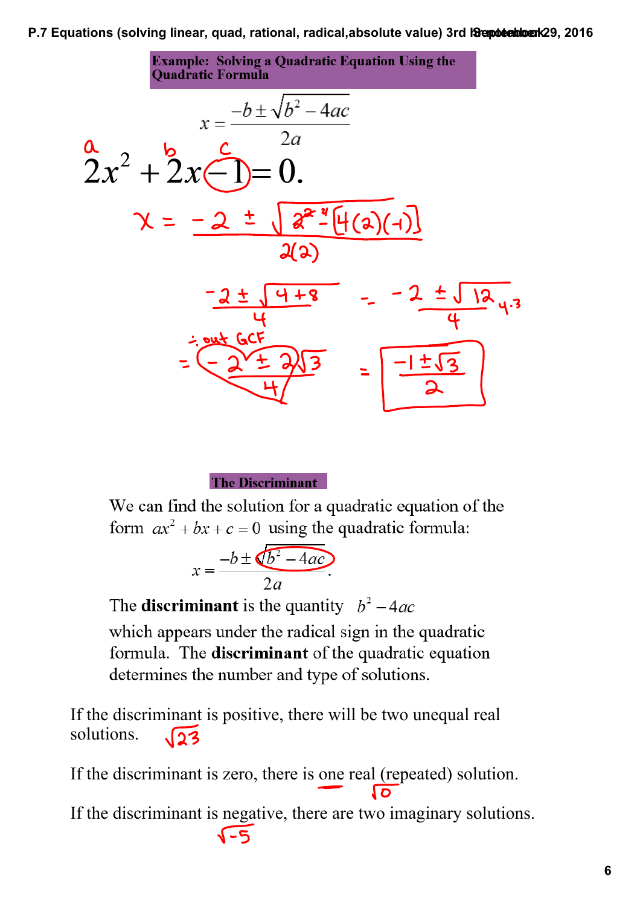## Example: Solving a Quadratic Equation Using the Quadratic Formula

$$x = \frac{-b \pm \sqrt{b^2 - 4ac}}{2a}$$

a b c

$$2x^2 + 2x - 1 = 0.$$

$$x = \frac{-2 \pm \sqrt{2^2 - [4(2)(-1)]}}{2(2)}$$

$$\frac{-2 \pm \sqrt{4+8}}{4} = \frac{-2 \pm \sqrt{12}}{4} \quad 4 \cdot 3$$

÷ out GCF

$$= \frac{-2 \pm 2\sqrt{3}}{4} = \boxed{\frac{-1 \pm \sqrt{3}}{2}}$$

## The Discriminant

We can find the solution for a quadratic equation of the form $ax^2 + bx + c = 0$ using the quadratic formula:

$$x = \frac{-b \pm \sqrt{b^2 - 4ac}}{2a}.$$

The **discriminant** is the quantity $b^2 - 4ac$ which appears under the radical sign in the quadratic formula. The **discriminant** of the quadratic equation determines the number and type of solutions.

If the discriminant is positive, there will be two unequal real solutions. $\sqrt{23}$

If the discriminant is zero, there is one real (repeated) solution. $\sqrt{0}$

If the discriminant is negative, there are two imaginary solutions. $\sqrt{-5}$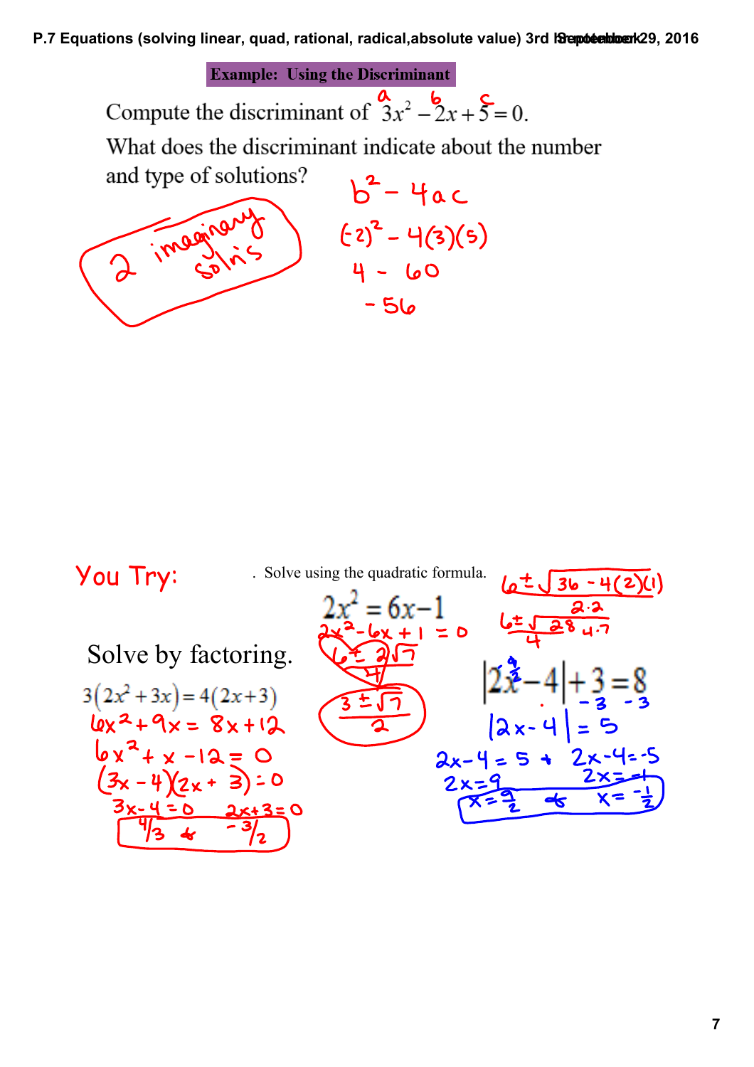## Example: Using the Discriminant

Compute the discriminant of $\overset{a}{3}x^2 - \overset{b}{2}x + \overset{c}{5} = 0$.

What does the discriminant indicate about the number and type of solutions?

$b^2 - 4ac$

$(-2)^2 - 4(3)(5)$

$4 - 60$

$-56$

2 imaginary sol'n's

**You Try:**

. Solve using the quadratic formula.

$$2x^2 = 6x - 1$$

$2x^2 - 6x + 1 = 0$

$\dfrac{6 \pm \sqrt{36 - 4(2)(1)}}{2 \cdot 2}$

$\dfrac{6 \pm \sqrt{28}}{4}$ $\quad 4 \cdot 7$

$\dfrac{6 \pm 2\sqrt{7}}{4}$

$\dfrac{3 \pm \sqrt{7}}{2}$

Solve by factoring.

$$3(2x^2 + 3x) = 4(2x + 3)$$

$6x^2 + 9x = 8x + 12$

$6x^2 + x - 12 = 0$

$(3x - 4)(2x + 3) = 0$

$3x - 4 = 0 \qquad 2x + 3 = 0$

$4/3 \ \& \ -3/2$

$$|2x - 4| + 3 = 8$$

$\quad\quad\quad\quad\ -3 \quad -3$

$|2x - 4| = 5$

$2x - 4 = 5 \ \& \ 2x - 4 = -5$

$2x = 9 \qquad 2x = -1$

$x = \frac{9}{2} \ \& \ x = -\frac{1}{2}$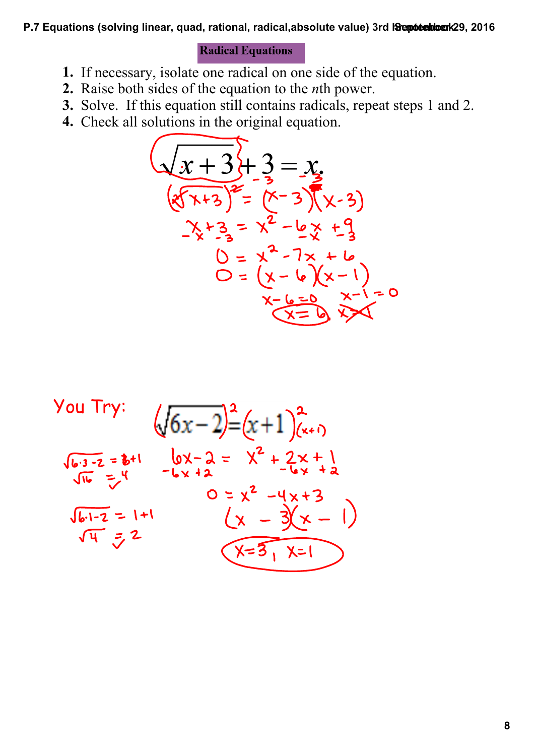## Radical Equations

1. If necessary, isolate one radical on one side of the equation.
2. Raise both sides of the equation to the *n*th power.
3. Solve. If this equation still contains radicals, repeat steps 1 and 2.
4. Check all solutions in the original equation.

$$\sqrt{x+3}+3=x$$

$$\sqrt{x+3} = x-3$$

$$(\sqrt{x+3})^2 = (x-3)(x-3)$$

$$x+3 = x^2-6x+9$$

$$0 = x^2-7x+6$$

$$0 = (x-6)(x-1)$$

$$x-6=0 \qquad x-1=0$$

$$x=6 \qquad \cancel{x=1}$$

You Try:

$$(\sqrt{6x-2})^2=(x+1)^2$$

$$6x-2 = x^2+2x+1$$

$$0 = x^2-4x+3$$

$$(x-3)(x-1)$$

$$x=3, \; x=1$$

Check:

$$\sqrt{6\cdot 3-2} = 3+1$$

$$\sqrt{16} = 4 \; \checkmark$$

$$\sqrt{6\cdot 1-2} = 1+1$$

$$\sqrt{4} = 2 \; \checkmark$$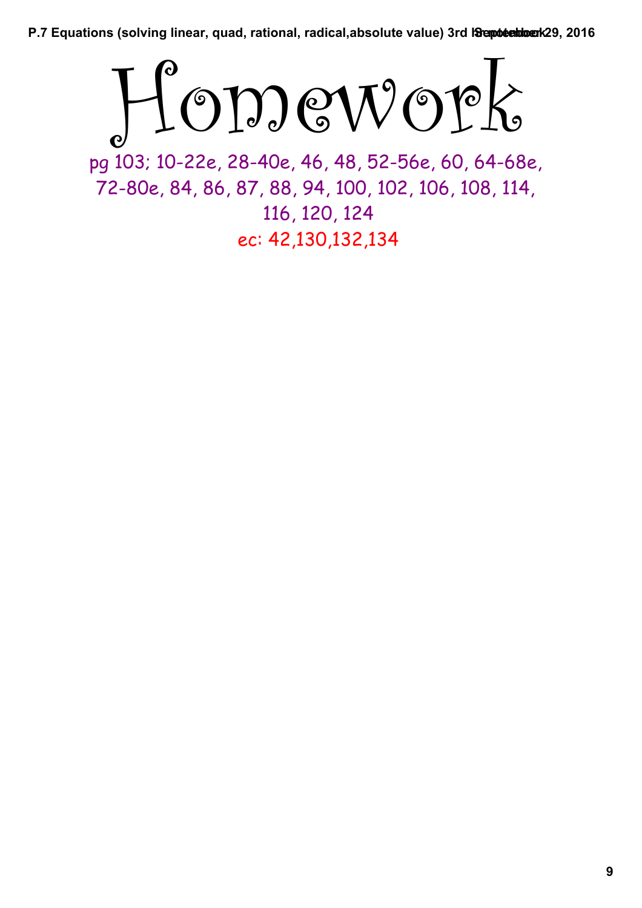# Homework

pg 103; 10-22e, 28-40e, 46, 48, 52-56e, 60, 64-68e, 72-80e, 84, 86, 87, 88, 94, 100, 102, 106, 108, 114, 116, 120, 124

ec: 42,130,132,134